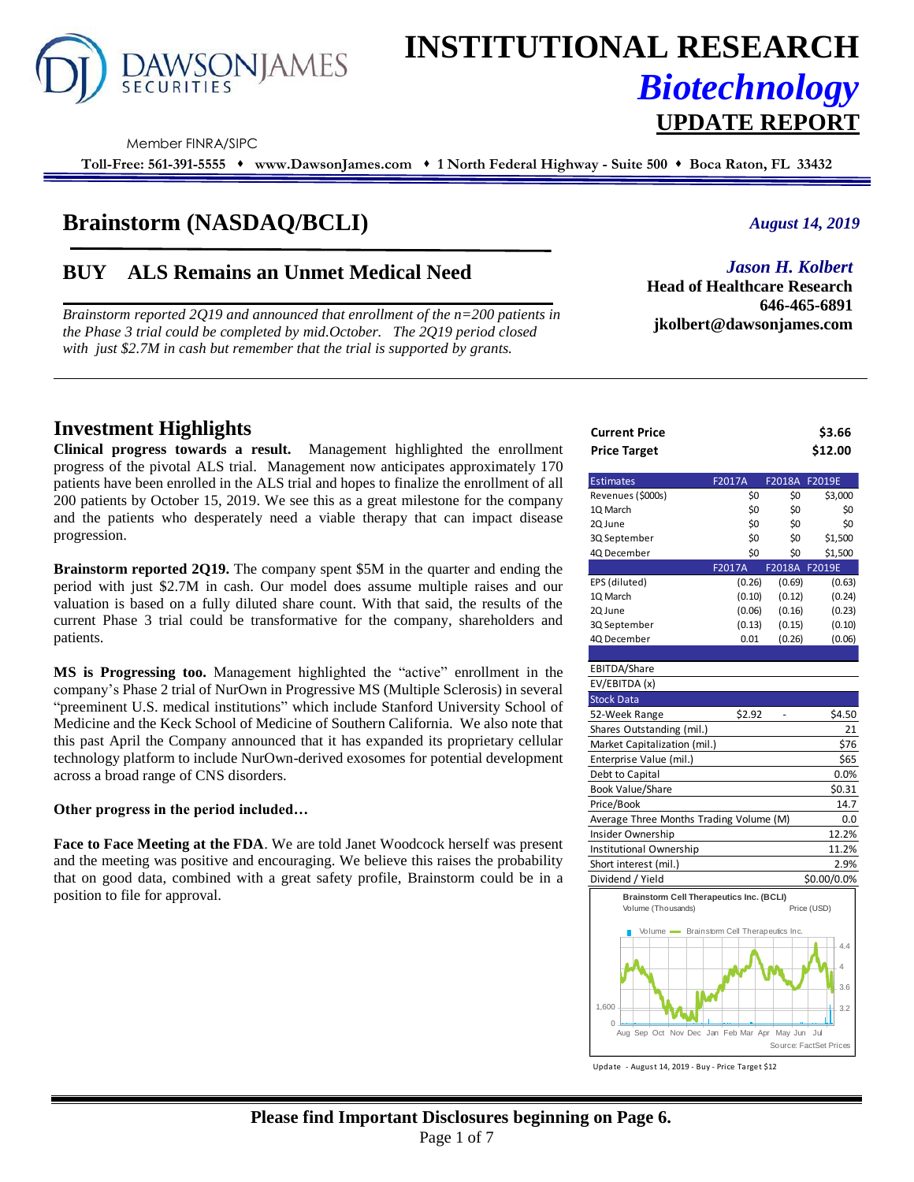# INSTITUTIONAL RESEARCH
## *Biotechnology*
## UPDATE REPORT

Member FINRA/SIPC

**Toll-Free: 561-391-5555 ♦ www.DawsonJames.com ♦ 1 North Federal Highway - Suite 500 ♦ Boca Raton, FL 33432**

# Brainstorm (NASDAQ/BCLI)

*August 14, 2019*

## BUY ALS Remains an Unmet Medical Need

*Brainstorm reported 2Q19 and announced that enrollment of the n=200 patients in the Phase 3 trial could be completed by mid.October. The 2Q19 period closed with just $2.7M in cash but remember that the trial is supported by grants.*

*Jason H. Kolbert*
**Head of Healthcare Research**
**646-465-6891**
**jkolbert@dawsonjames.com**

## Investment Highlights

**Clinical progress towards a result.** Management highlighted the enrollment progress of the pivotal ALS trial. Management now anticipates approximately 170 patients have been enrolled in the ALS trial and hopes to finalize the enrollment of all 200 patients by October 15, 2019. We see this as a great milestone for the company and the patients who desperately need a viable therapy that can impact disease progression.

**Brainstorm reported 2Q19.** The company spent $5M in the quarter and ending the period with just $2.7M in cash. Our model does assume multiple raises and our valuation is based on a fully diluted share count. With that said, the results of the current Phase 3 trial could be transformative for the company, shareholders and patients.

**MS is Progressing too.** Management highlighted the "active" enrollment in the company's Phase 2 trial of NurOwn in Progressive MS (Multiple Sclerosis) in several "preeminent U.S. medical institutions" which include Stanford University School of Medicine and the Keck School of Medicine of Southern California. We also note that this past April the Company announced that it has expanded its proprietary cellular technology platform to include NurOwn-derived exosomes for potential development across a broad range of CNS disorders.

**Other progress in the period included…**

**Face to Face Meeting at the FDA**. We are told Janet Woodcock herself was present and the meeting was positive and encouraging. We believe this raises the probability that on good data, combined with a great safety profile, Brainstorm could be in a position to file for approval.

| | |
|---|---|
| **Current Price** | **$3.66** |
| **Price Target** | **$12.00** |

| Estimates | F2017A | F2018A | F2019E |
|---|---|---|---|
| Revenues ($000s) | $0 | $0 | $3,000 |
| 1Q March | $0 | $0 | $0 |
| 2Q June | $0 | $0 | $0 |
| 3Q September | $0 | $0 | $1,500 |
| 4Q December | $0 | $0 | $1,500 |
| | F2017A | F2018A | F2019E |
| EPS (diluted) | (0.26) | (0.69) | (0.63) |
| 1Q March | (0.10) | (0.12) | (0.24) |
| 2Q June | (0.06) | (0.16) | (0.23) |
| 3Q September | (0.13) | (0.15) | (0.10) |
| 4Q December | 0.01 | (0.26) | (0.06) |
| EBITDA/Share | | | |
| EV/EBITDA (x) | | | |

| Stock Data | | | |
|---|---|---|---|
| 52-Week Range | $2.92 | - | $4.50 |
| Shares Outstanding (mil.) | | | 21 |
| Market Capitalization (mil.) | | | $76 |
| Enterprise Value (mil.) | | | $65 |
| Debt to Capital | | | 0.0% |
| Book Value/Share | | | $0.31 |
| Price/Book | | | 14.7 |
| Average Three Months Trading Volume (M) | | | 0.0 |
| Insider Ownership | | | 12.2% |
| Institutional Ownership | | | 11.2% |
| Short interest (mil.) | | | 2.9% |
| Dividend / Yield | | | $0.00/0.0% |

Brainstorm Cell Therapeutics Inc. (BCLI)
Volume (Thousands) — Price (USD)
Source: FactSet Prices

Update - August 14, 2019 - Buy - Price Target $12

**Please find Important Disclosures beginning on Page 6.**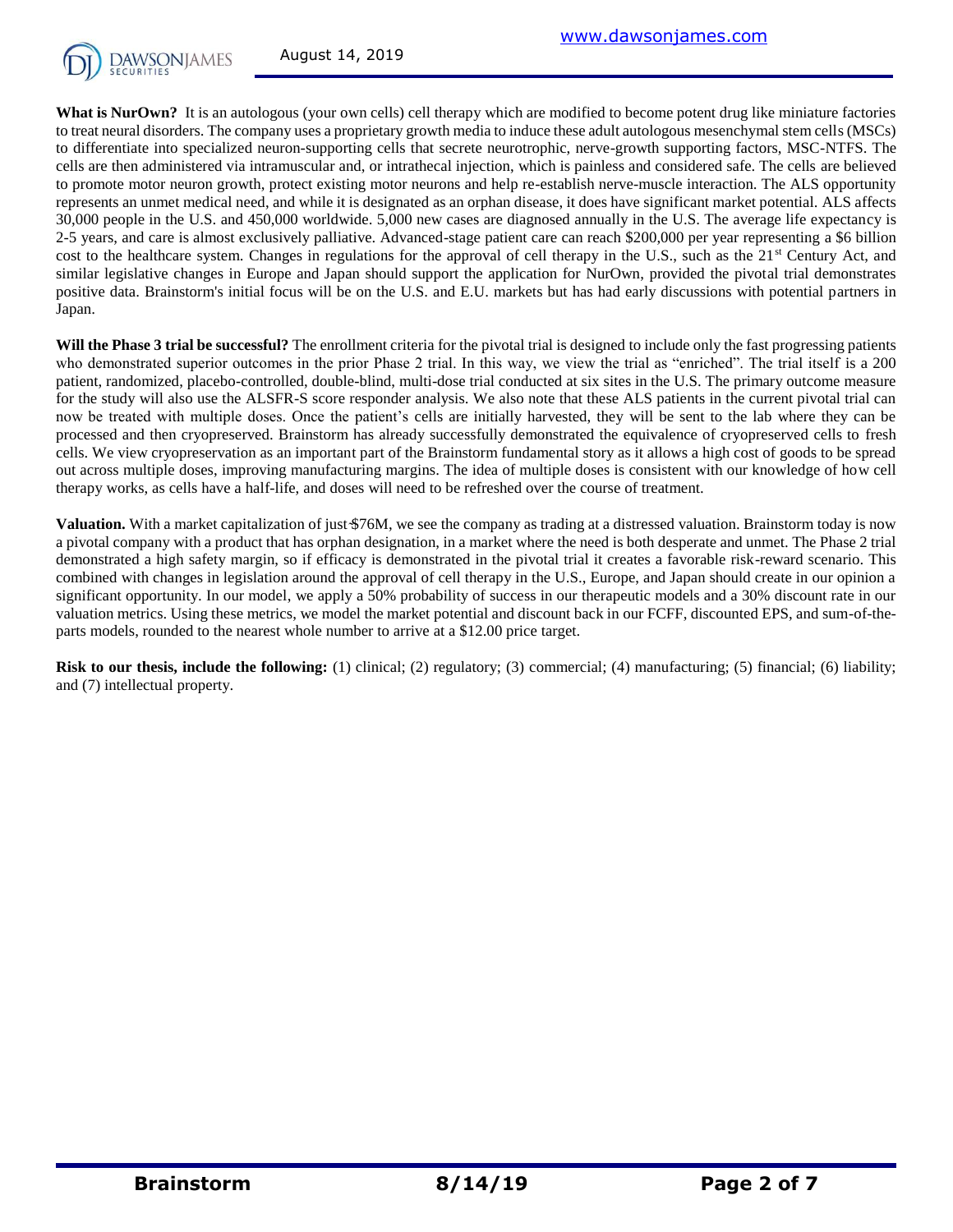**What is NurOwn?** It is an autologous (your own cells) cell therapy which are modified to become potent drug like miniature factories to treat neural disorders. The company uses a proprietary growth media to induce these adult autologous mesenchymal stem cells (MSCs) to differentiate into specialized neuron-supporting cells that secrete neurotrophic, nerve-growth supporting factors, MSC-NTFS. The cells are then administered via intramuscular and, or intrathecal injection, which is painless and considered safe. The cells are believed to promote motor neuron growth, protect existing motor neurons and help re-establish nerve-muscle interaction. The ALS opportunity represents an unmet medical need, and while it is designated as an orphan disease, it does have significant market potential. ALS affects 30,000 people in the U.S. and 450,000 worldwide. 5,000 new cases are diagnosed annually in the U.S. The average life expectancy is 2-5 years, and care is almost exclusively palliative. Advanced-stage patient care can reach $200,000 per year representing a $6 billion cost to the healthcare system. Changes in regulations for the approval of cell therapy in the U.S., such as the 21st Century Act, and similar legislative changes in Europe and Japan should support the application for NurOwn, provided the pivotal trial demonstrates positive data. Brainstorm's initial focus will be on the U.S. and E.U. markets but has had early discussions with potential partners in Japan.

**Will the Phase 3 trial be successful?** The enrollment criteria for the pivotal trial is designed to include only the fast progressing patients who demonstrated superior outcomes in the prior Phase 2 trial. In this way, we view the trial as "enriched". The trial itself is a 200 patient, randomized, placebo-controlled, double-blind, multi-dose trial conducted at six sites in the U.S. The primary outcome measure for the study will also use the ALSFR-S score responder analysis. We also note that these ALS patients in the current pivotal trial can now be treated with multiple doses. Once the patient's cells are initially harvested, they will be sent to the lab where they can be processed and then cryopreserved. Brainstorm has already successfully demonstrated the equivalence of cryopreserved cells to fresh cells. We view cryopreservation as an important part of the Brainstorm fundamental story as it allows a high cost of goods to be spread out across multiple doses, improving manufacturing margins. The idea of multiple doses is consistent with our knowledge of how cell therapy works, as cells have a half-life, and doses will need to be refreshed over the course of treatment.

**Valuation.** With a market capitalization of just $76M, we see the company as trading at a distressed valuation. Brainstorm today is now a pivotal company with a product that has orphan designation, in a market where the need is both desperate and unmet. The Phase 2 trial demonstrated a high safety margin, so if efficacy is demonstrated in the pivotal trial it creates a favorable risk-reward scenario. This combined with changes in legislation around the approval of cell therapy in the U.S., Europe, and Japan should create in our opinion a significant opportunity. In our model, we apply a 50% probability of success in our therapeutic models and a 30% discount rate in our valuation metrics. Using these metrics, we model the market potential and discount back in our FCFF, discounted EPS, and sum-of-the-parts models, rounded to the nearest whole number to arrive at a $12.00 price target.

**Risk to our thesis, include the following:** (1) clinical; (2) regulatory; (3) commercial; (4) manufacturing; (5) financial; (6) liability; and (7) intellectual property.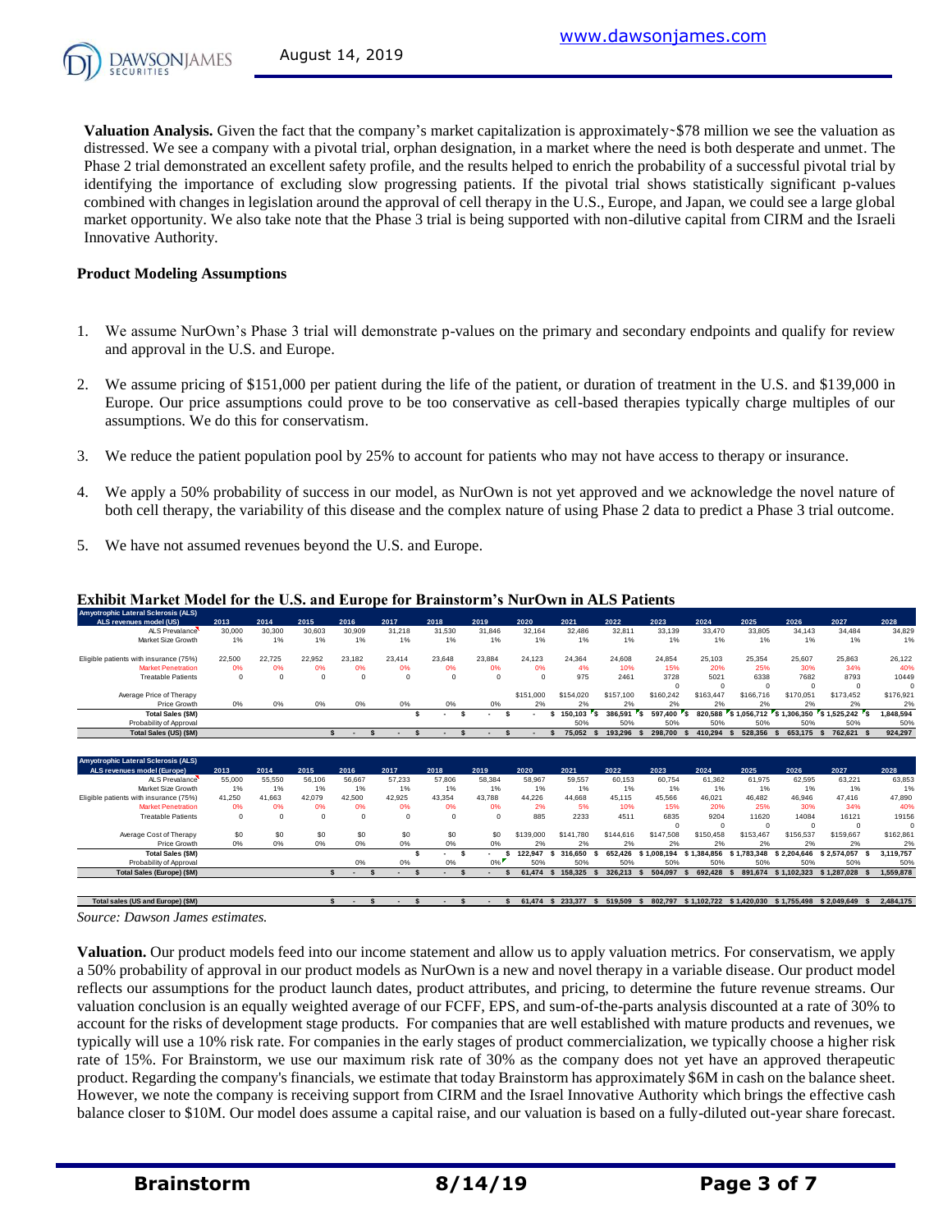**Valuation Analysis.** Given the fact that the company's market capitalization is approximately ~$78 million we see the valuation as distressed. We see a company with a pivotal trial, orphan designation, in a market where the need is both desperate and unmet. The Phase 2 trial demonstrated an excellent safety profile, and the results helped to enrich the probability of a successful pivotal trial by identifying the importance of excluding slow progressing patients. If the pivotal trial shows statistically significant p-values combined with changes in legislation around the approval of cell therapy in the U.S., Europe, and Japan, we could see a large global market opportunity. We also take note that the Phase 3 trial is being supported with non-dilutive capital from CIRM and the Israeli Innovative Authority.

**Product Modeling Assumptions**

1. We assume NurOwn's Phase 3 trial will demonstrate p-values on the primary and secondary endpoints and qualify for review and approval in the U.S. and Europe.
2. We assume pricing of $151,000 per patient during the life of the patient, or duration of treatment in the U.S. and $139,000 in Europe. Our price assumptions could prove to be too conservative as cell-based therapies typically charge multiples of our assumptions. We do this for conservatism.
3. We reduce the patient population pool by 25% to account for patients who may not have access to therapy or insurance.
4. We apply a 50% probability of success in our model, as NurOwn is not yet approved and we acknowledge the novel nature of both cell therapy, the variability of this disease and the complex nature of using Phase 2 data to predict a Phase 3 trial outcome.
5. We have not assumed revenues beyond the U.S. and Europe.

**Exhibit Market Model for the U.S. and Europe for Brainstorm's NurOwn in ALS Patients**

| Amyotrophic Lateral Sclerosis (ALS) ALS revenues model (US) | 2013 | 2014 | 2015 | 2016 | 2017 | 2018 | 2019 | 2020 | 2021 | 2022 | 2023 | 2024 | 2025 | 2026 | 2027 | 2028 |
|---|---|---|---|---|---|---|---|---|---|---|---|---|---|---|---|---|
| ALS Prevalance | 30,000 | 30,300 | 30,603 | 30,909 | 31,218 | 31,530 | 31,846 | 32,164 | 32,486 | 32,811 | 33,139 | 33,470 | 33,805 | 34,143 | 34,484 | 34,829 |
| Market Size Growth | 1% | 1% | 1% | 1% | 1% | 1% | 1% | 1% | 1% | 1% | 1% | 1% | 1% | 1% | 1% | 1% |
| Eligible patients with insurance (75%) | 22,500 | 22,725 | 22,952 | 23,182 | 23,414 | 23,648 | 23,884 | 24,123 | 24,364 | 24,608 | 24,854 | 25,103 | 25,354 | 25,607 | 25,863 | 26,122 |
| Market Penetration | 0% | 0% | 0% | 0% | 0% | 0% | 0% | 0% | 4% | 10% | 15% | 20% | 25% | 30% | 34% | 40% |
| Treatable Patients | 0 | 0 | 0 | 0 | 0 | 0 | 0 | 0 | 975 | 2461 | 3728 | 5021 | 6338 | 7682 | 8793 | 10449 |
| | | | | | | | | | | | 0 | 0 | 0 | 0 | 0 | 0 |
| Average Price of Therapy | | | | | | | | $151,000 | $154,020 | $157,100 | $160,242 | $163,447 | $166,716 | $170,051 | $173,452 | $176,921 |
| Price Growth | 0% | 0% | 0% | 0% | 0% | 0% | 0% | 2% | 2% | 2% | 2% | 2% | 2% | 2% | 2% | 2% |
| Total Sales ($M) | | | | | | $ - | $ - | $ - | $ 150,103 | $ 386,591 | $ 597,400 | $ 820,588 | $ 1,056,712 | $ 1,306,350 | $ 1,525,242 | $ 1,848,594 |
| Probability of Approval | | | | | | | | | 50% | 50% | 50% | 50% | 50% | 50% | 50% | 50% |
| Total Sales (US) ($M) | | | $ - | $ - | $ - | $ - | $ - | $ - | $ 75,052 | $ 193,296 | $ 298,700 | $ 410,294 | $ 528,356 | $ 653,175 | $ 762,621 | $ 924,297 |

| Amyotrophic Lateral Sclerosis (ALS) ALS revenues model (Europe) | 2013 | 2014 | 2015 | 2016 | 2017 | 2018 | 2019 | 2020 | 2021 | 2022 | 2023 | 2024 | 2025 | 2026 | 2027 | 2028 |
|---|---|---|---|---|---|---|---|---|---|---|---|---|---|---|---|---|
| ALS Prevalance | 55,000 | 55,550 | 56,106 | 56,667 | 57,233 | 57,806 | 58,384 | 58,967 | 59,557 | 60,153 | 60,754 | 61,362 | 61,975 | 62,595 | 63,221 | 63,853 |
| Market Size Growth | 1% | 1% | 1% | 1% | 1% | 1% | 1% | 1% | 1% | 1% | 1% | 1% | 1% | 1% | 1% | 1% |
| Eligible patients with insurance (75%) | 41,250 | 41,663 | 42,079 | 42,500 | 42,925 | 43,354 | 43,788 | 44,226 | 44,668 | 45,115 | 45,566 | 46,021 | 46,482 | 46,946 | 47,416 | 47,890 |
| Market Penetration | 0% | 0% | 0% | 0% | 0% | 0% | 0% | 2% | 5% | 10% | 15% | 20% | 25% | 30% | 34% | 40% |
| Treatable Patients | 0 | 0 | 0 | 0 | 0 | 0 | 0 | 885 | 2233 | 4511 | 6835 | 9204 | 11620 | 14084 | 16121 | 19156 |
| | | | | | | | | | | | 0 | 0 | 0 | 0 | 0 | 0 |
| Average Cost of Therapy | $0 | $0 | $0 | $0 | $0 | $0 | $0 | $139,000 | $141,780 | $144,616 | $147,508 | $150,458 | $153,467 | $156,537 | $159,667 | $162,861 |
| Price Growth | 0% | 0% | 0% | 0% | 0% | 0% | 0% | 2% | 2% | 2% | 2% | 2% | 2% | 2% | 2% | 2% |
| Total Sales ($M) | | | | | $ - | $ - | $ - | $ 122,947 | $ 316,650 | $ 652,426 | $ 1,008,194 | $ 1,384,856 | $ 1,783,348 | $ 2,204,646 | $ 2,574,057 | $ 3,119,757 |
| Probability of Approval | | | | 0% | 0% | 0% | 0% | 50% | 50% | 50% | 50% | 50% | 50% | 50% | 50% | 50% |
| Total Sales (Europe) ($M) | | | $ - | $ - | $ - | $ - | $ - | $ 61,474 | $ 158,325 | $ 326,213 | $ 504,097 | $ 692,428 | $ 891,674 | $ 1,102,323 | $ 1,287,028 | $ 1,559,878 |
| | | | | | | | | | | | | | | | | |
| Total sales (US and Europe) ($M) | | | $ - | $ - | $ - | $ - | $ - | $ 61,474 | $ 233,377 | $ 519,509 | $ 802,797 | $ 1,102,722 | $ 1,420,030 | $ 1,755,498 | $ 2,049,649 | $ 2,484,175 |

*Source: Dawson James estimates.*

**Valuation.** Our product models feed into our income statement and allow us to apply valuation metrics. For conservatism, we apply a 50% probability of approval in our product models as NurOwn is a new and novel therapy in a variable disease. Our product model reflects our assumptions for the product launch dates, product attributes, and pricing, to determine the future revenue streams. Our valuation conclusion is an equally weighted average of our FCFF, EPS, and sum-of-the-parts analysis discounted at a rate of 30% to account for the risks of development stage products. For companies that are well established with mature products and revenues, we typically will use a 10% risk rate. For companies in the early stages of product commercialization, we typically choose a higher risk rate of 15%. For Brainstorm, we use our maximum risk rate of 30% as the company does not yet have an approved therapeutic product. Regarding the company's financials, we estimate that today Brainstorm has approximately $6M in cash on the balance sheet. However, we note the company is receiving support from CIRM and the Israel Innovative Authority which brings the effective cash balance closer to $10M. Our model does assume a capital raise, and our valuation is based on a fully-diluted out-year share forecast.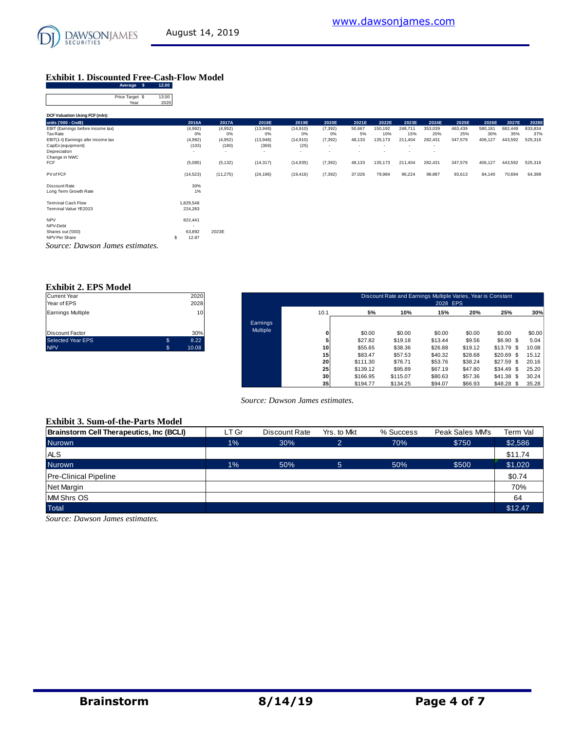## Exhibit 1. Discounted Free-Cash-Flow Model

| | |
|---|---|
| Average $ | 12.00 |
| Price Target $ | 13.00 |
| Year | 2020 |

**DCF Valuation Using FCF (mln):**

| units ('000 - Cnd$) | 2016A | 2017A | 2018E | 2019E | 2020E | 2021E | 2022E | 2023E | 2024E | 2025E | 2026E | 2027E | 2028E |
|---|---|---|---|---|---|---|---|---|---|---|---|---|---|
| EBIT (Earnings before income tax) | (4,982) | (4,952) | (13,948) | (14,910) | (7,392) | 50,667 | 150,192 | 248,711 | 353,039 | 463,439 | 580,181 | 682,449 | 833,834 |
| Tax Rate | 0% | 0% | 0% | 0% | 0% | 5% | 10% | 15% | 20% | 25% | 30% | 35% | 37% |
| EBIT(1-t) Earnings afer income tax | (4,982) | (4,952) | (13,948) | (14,910) | (7,392) | 48,133 | 135,173 | 211,404 | 282,431 | 347,579 | 406,127 | 443,592 | 525,316 |
| CapEx (equipment) | (103) | (180) | (369) | (25) | - | - | - | - | - | | | | |
| Depreciation | - | - | - | - | - | - | - | - | - | | | | |
| Change in NWC | | | | | | | | | | | | | |
| FCF | (5,085) | (5,132) | (14,317) | (14,935) | (7,392) | 48,133 | 135,173 | 211,404 | 282,431 | 347,579 | 406,127 | 443,592 | 525,316 |
| PV of FCF | (14,523) | (11,275) | (24,196) | (19,416) | (7,392) | 37,026 | 79,984 | 96,224 | 98,887 | 93,613 | 84,140 | 70,694 | 64,398 |

| | | |
|---|---|---|
| Discount Rate | 30% | |
| Long Term Growth Rate | 1% | |
| Terminal Cash Flow | 1,829,548 | |
| Terminal Value YE2023 | 224,283 | |
| NPV | 822,441 | |
| NPV-Debt | - | |
| Shares out ('000) | 63,892 | 2023E |
| NPV Per Share | $ 12.87 | |

*Source: Dawson James estimates.*

## Exhibit 2. EPS Model

| | |
|---|---|
| Current Year | 2020 |
| Year of EPS | 2028 |
| Earnings Multiple | 10 |
| Discount Factor | 30% |
| Selected Year EPS | $ 8.22 |
| NPV | $ 10.08 |

Discount Rate and Earnings Multiple Varies, Year is Constant — 2028 EPS

| Earnings Multiple | 10.1 | 5% | 10% | 15% | 20% | 25% | 30% |
|---|---|---|---|---|---|---|---|
| | 0 | $0.00 | $0.00 | $0.00 | $0.00 | $0.00 | $0.00 |
| | 5 | $27.82 | $19.18 | $13.44 | $9.56 | $6.90 | $ 5.04 |
| | 10 | $55.65 | $38.36 | $26.88 | $19.12 | $13.79 | $ 10.08 |
| | 15 | $83.47 | $57.53 | $40.32 | $28.68 | $20.69 | $ 15.12 |
| | 20 | $111.30 | $76.71 | $53.76 | $38.24 | $27.59 | $ 20.16 |
| | 25 | $139.12 | $95.89 | $67.19 | $47.80 | $34.49 | $ 25.20 |
| | 30 | $166.95 | $115.07 | $80.63 | $57.36 | $41.38 | $ 30.24 |
| | 35 | $194.77 | $134.25 | $94.07 | $66.93 | $48.28 | $ 35.28 |

*Source: Dawson James estimates.*

## Exhibit 3. Sum-of-the-Parts Model

| Brainstorm Cell Therapeutics, Inc (BCLI) | LT Gr | Discount Rate | Yrs. to Mkt | % Success | Peak Sales MM's | Term Val |
|---|---|---|---|---|---|---|
| Nurown | 1% | 30% | 2 | 70% | $750 | $2,586 |
| ALS | | | | | | $11.74 |
| Nurown | 1% | 50% | 5 | 50% | $500 | $1,020 |
| Pre-Clinical Pipeline | | | | | | $0.74 |
| Net Margin | | | | | | 70% |
| MM Shrs OS | | | | | | 64 |
| Total | | | | | | $12.47 |

*Source: Dawson James estimates.*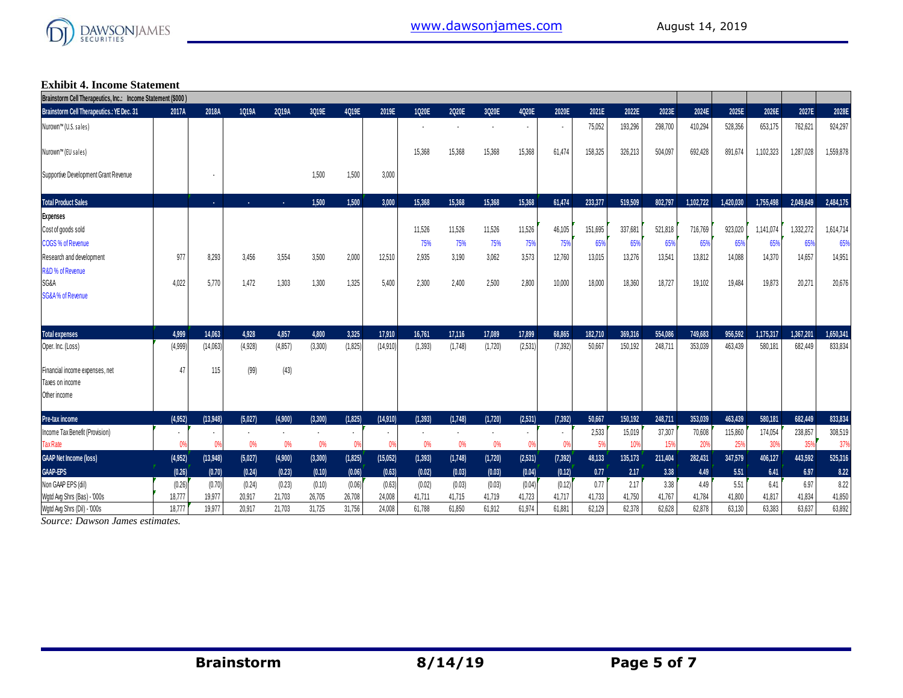**Exhibit 4. Income Statement**

| Brainstorm Cell Therapeutics, Inc.: Income Statement ($000) | | | | | | | | | | | | | | | | | | | | |
|---|---|---|---|---|---|---|---|---|---|---|---|---|---|---|---|---|---|---|---|---|
| Brainstorm Cell Therapeutics.: YE Dec. 31 | 2017A | 2018A | 1Q19A | 2Q19A | 3Q19E | 4Q19E | 2019E | 1Q20E | 2Q20E | 3Q20E | 4Q20E | 2020E | 2021E | 2022E | 2023E | 2024E | 2025E | 2026E | 2027E | 2028E |
| Nurown™ (U.S. sales) | | | | | | | | - | - | - | - | - | 75,052 | 193,296 | 298,700 | 410,294 | 528,356 | 653,175 | 762,621 | 924,297 |
| Nurown™ (EU sales) | | | | | | | | 15,368 | 15,368 | 15,368 | 15,368 | 61,474 | 158,325 | 326,213 | 504,097 | 692,428 | 891,674 | 1,102,323 | 1,287,028 | 1,559,878 |
| Supportive Development Grant Revenue | | - | | | 1,500 | 1,500 | 3,000 | | | | | | | | | | | | | |
| **Total Product Sales** | | - | - | - | 1,500 | 1,500 | 3,000 | 15,368 | 15,368 | 15,368 | 15,368 | 61,474 | 233,377 | 519,509 | 802,797 | 1,102,722 | 1,420,030 | 1,755,498 | 2,049,649 | 2,484,175 |
| **Expenses** | | | | | | | | | | | | | | | | | | | | |
| Cost of goods sold | | | | | | | | 11,526 | 11,526 | 11,526 | 11,526 | 46,105 | 151,695 | 337,681 | 521,818 | 716,769 | 923,020 | 1,141,074 | 1,332,272 | 1,614,714 |
| COGS % of Revenue | | | | | | | | 75% | 75% | 75% | 75% | 75% | 65% | 65% | 65% | 65% | 65% | 65% | 65% | 65% |
| Research and development | 977 | 8,293 | 3,456 | 3,554 | 3,500 | 2,000 | 12,510 | 2,935 | 3,190 | 3,062 | 3,573 | 12,760 | 13,015 | 13,276 | 13,541 | 13,812 | 14,088 | 14,370 | 14,657 | 14,951 |
| R&D % of Revenue | | | | | | | | | | | | | | | | | | | | |
| SG&A | 4,022 | 5,770 | 1,472 | 1,303 | 1,300 | 1,325 | 5,400 | 2,300 | 2,400 | 2,500 | 2,800 | 10,000 | 18,000 | 18,360 | 18,727 | 19,102 | 19,484 | 19,873 | 20,271 | 20,676 |
| SG&A % of Revenue | | | | | | | | | | | | | | | | | | | | |
| **Total expenses** | 4,999 | 14,063 | 4,928 | 4,857 | 4,800 | 3,325 | 17,910 | 16,761 | 17,116 | 17,089 | 17,899 | 68,865 | 182,710 | 369,316 | 554,086 | 749,683 | 956,592 | 1,175,317 | 1,367,201 | 1,650,341 |
| Oper. Inc. (Loss) | (4,999) | (14,063) | (4,928) | (4,857) | (3,300) | (1,825) | (14,910) | (1,393) | (1,748) | (1,720) | (2,531) | (7,392) | 50,667 | 150,192 | 248,711 | 353,039 | 463,439 | 580,181 | 682,449 | 833,834 |
| Financial income expenses, net | 47 | 115 | (99) | (43) | | | | | | | | | | | | | | | | |
| Taxes on income | | | | | | | | | | | | | | | | | | | | |
| Other income | | | | | | | | | | | | | | | | | | | | |
| **Pre-tax income** | (4,952) | (13,948) | (5,027) | (4,900) | (3,300) | (1,825) | (14,910) | (1,393) | (1,748) | (1,720) | (2,531) | (7,392) | 50,667 | 150,192 | 248,711 | 353,039 | 463,439 | 580,181 | 682,449 | 833,834 |
| Income Tax Benefit (Provision) | - | - | - | - | - | - | - | - | - | - | - | - | 2,533 | 15,019 | 37,307 | 70,608 | 115,860 | 174,054 | 238,857 | 308,519 |
| Tax Rate | 0% | 0% | 0% | 0% | 0% | 0% | 0% | 0% | 0% | 0% | 0% | 0% | 5% | 10% | 15% | 20% | 25% | 30% | 35% | 37% |
| **GAAP Net Income (loss)** | (4,952) | (13,948) | (5,027) | (4,900) | (3,300) | (1,825) | (15,052) | (1,393) | (1,748) | (1,720) | (2,531) | (7,392) | 48,133 | 135,173 | 211,404 | 282,431 | 347,579 | 406,127 | 443,592 | 525,316 |
| **GAAP-EPS** | (0.26) | (0.70) | (0.24) | (0.23) | (0.10) | (0.06) | (0.63) | (0.02) | (0.03) | (0.03) | (0.04) | (0.12) | 0.77 | 2.17 | 3.38 | 4.49 | 5.51 | 6.41 | 6.97 | 8.22 |
| Non GAAP EPS (dil) | (0.26) | (0.70) | (0.24) | (0.23) | (0.10) | (0.06) | (0.63) | (0.02) | (0.03) | (0.03) | (0.04) | (0.12) | 0.77 | 2.17 | 3.38 | 4.49 | 5.51 | 6.41 | 6.97 | 8.22 |
| Wgtd Avg Shrs (Bas) - '000s | 18,777 | 19,977 | 20,917 | 21,703 | 26,705 | 26,708 | 24,008 | 41,711 | 41,715 | 41,719 | 41,723 | 41,717 | 41,733 | 41,750 | 41,767 | 41,784 | 41,800 | 41,817 | 41,834 | 41,850 |
| Wgtd Avg Shrs (Dil) - '000s | 18,777 | 19,977 | 20,917 | 21,703 | 31,725 | 31,756 | 24,008 | 61,788 | 61,850 | 61,912 | 61,974 | 61,881 | 62,129 | 62,378 | 62,628 | 62,878 | 63,130 | 63,383 | 63,637 | 63,892 |

*Source: Dawson James estimates.*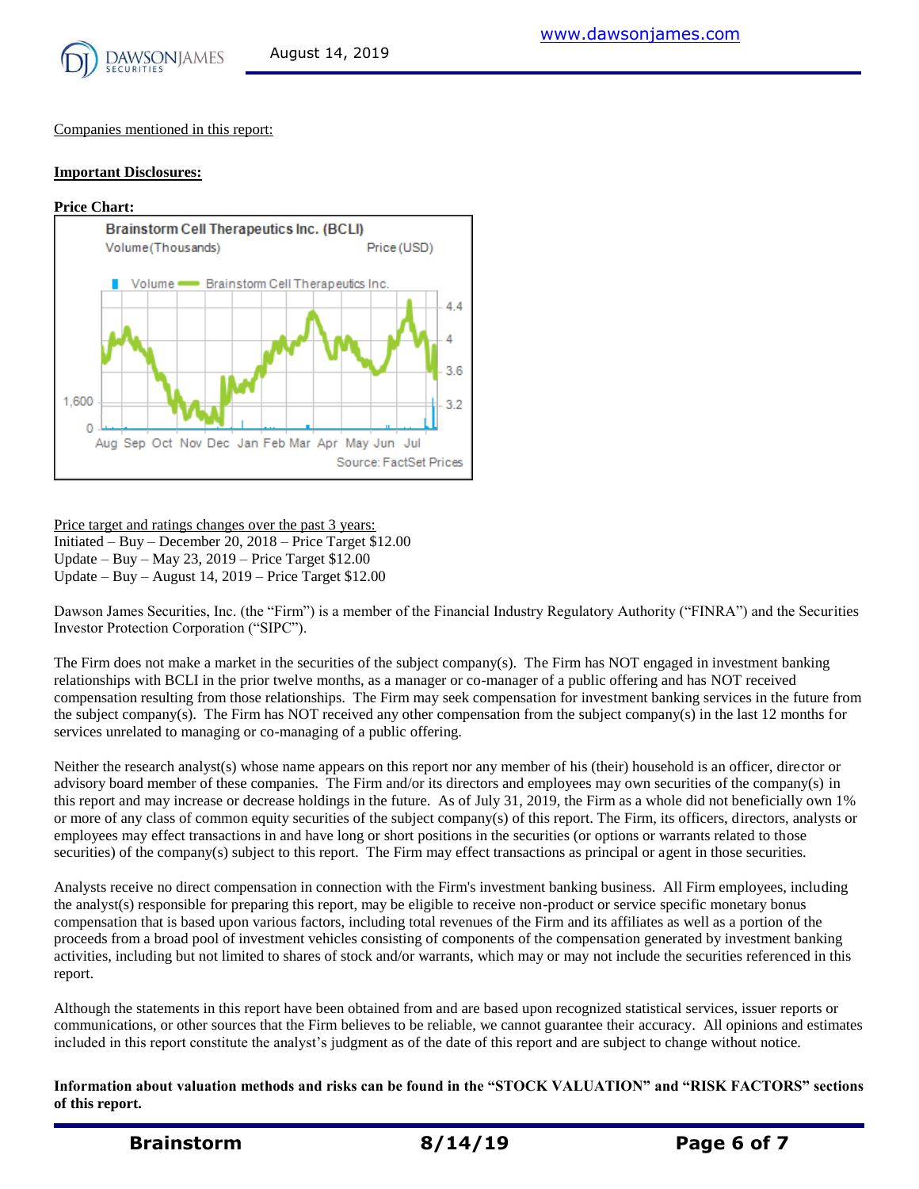Companies mentioned in this report:

**Important Disclosures:**

**Price Chart:**

Price target and ratings changes over the past 3 years:
Initiated – Buy – December 20, 2018 – Price Target $12.00
Update – Buy – May 23, 2019 – Price Target $12.00
Update – Buy – August 14, 2019 – Price Target $12.00

Dawson James Securities, Inc. (the "Firm") is a member of the Financial Industry Regulatory Authority ("FINRA") and the Securities Investor Protection Corporation ("SIPC").

The Firm does not make a market in the securities of the subject company(s). The Firm has NOT engaged in investment banking relationships with BCLI in the prior twelve months, as a manager or co-manager of a public offering and has NOT received compensation resulting from those relationships. The Firm may seek compensation for investment banking services in the future from the subject company(s). The Firm has NOT received any other compensation from the subject company(s) in the last 12 months for services unrelated to managing or co-managing of a public offering.

Neither the research analyst(s) whose name appears on this report nor any member of his (their) household is an officer, director or advisory board member of these companies. The Firm and/or its directors and employees may own securities of the company(s) in this report and may increase or decrease holdings in the future. As of July 31, 2019, the Firm as a whole did not beneficially own 1% or more of any class of common equity securities of the subject company(s) of this report. The Firm, its officers, directors, analysts or employees may effect transactions in and have long or short positions in the securities (or options or warrants related to those securities) of the company(s) subject to this report. The Firm may effect transactions as principal or agent in those securities.

Analysts receive no direct compensation in connection with the Firm's investment banking business. All Firm employees, including the analyst(s) responsible for preparing this report, may be eligible to receive non-product or service specific monetary bonus compensation that is based upon various factors, including total revenues of the Firm and its affiliates as well as a portion of the proceeds from a broad pool of investment vehicles consisting of components of the compensation generated by investment banking activities, including but not limited to shares of stock and/or warrants, which may or may not include the securities referenced in this report.

Although the statements in this report have been obtained from and are based upon recognized statistical services, issuer reports or communications, or other sources that the Firm believes to be reliable, we cannot guarantee their accuracy. All opinions and estimates included in this report constitute the analyst's judgment as of the date of this report and are subject to change without notice.

**Information about valuation methods and risks can be found in the "STOCK VALUATION" and "RISK FACTORS" sections of this report.**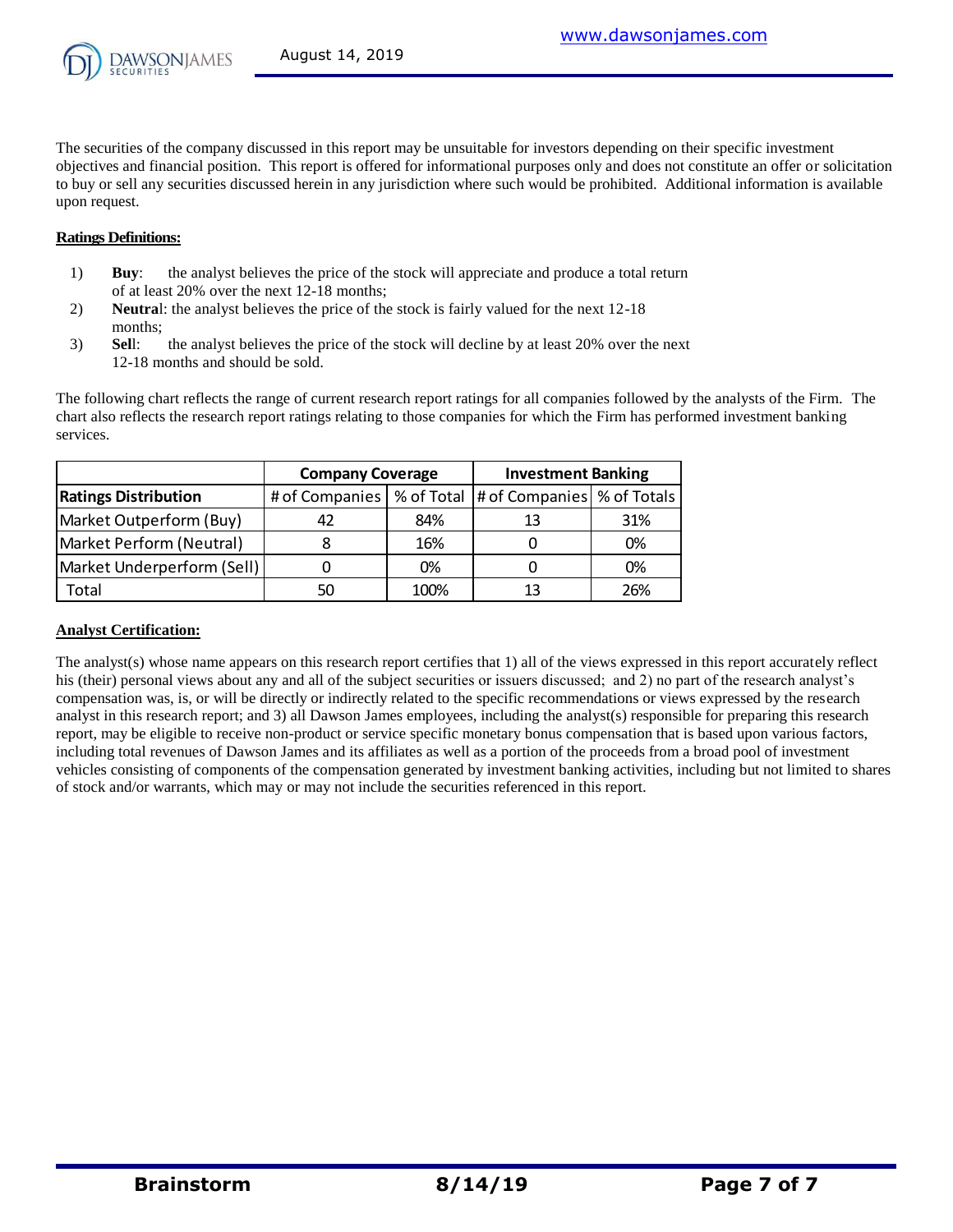The securities of the company discussed in this report may be unsuitable for investors depending on their specific investment objectives and financial position. This report is offered for informational purposes only and does not constitute an offer or solicitation to buy or sell any securities discussed herein in any jurisdiction where such would be prohibited. Additional information is available upon request.

**Ratings Definitions:**

1) **Buy**: the analyst believes the price of the stock will appreciate and produce a total return of at least 20% over the next 12-18 months;
2) **Neutral**: the analyst believes the price of the stock is fairly valued for the next 12-18 months;
3) **Sell**: the analyst believes the price of the stock will decline by at least 20% over the next 12-18 months and should be sold.

The following chart reflects the range of current research report ratings for all companies followed by the analysts of the Firm. The chart also reflects the research report ratings relating to those companies for which the Firm has performed investment banking services.

| | Company Coverage | | Investment Banking | |
|---|---|---|---|---|
| **Ratings Distribution** | # of Companies | % of Total | # of Companies | % of Totals |
| Market Outperform (Buy) | 42 | 84% | 13 | 31% |
| Market Perform (Neutral) | 8 | 16% | 0 | 0% |
| Market Underperform (Sell) | 0 | 0% | 0 | 0% |
| Total | 50 | 100% | 13 | 26% |

**Analyst Certification:**

The analyst(s) whose name appears on this research report certifies that 1) all of the views expressed in this report accurately reflect his (their) personal views about any and all of the subject securities or issuers discussed; and 2) no part of the research analyst's compensation was, is, or will be directly or indirectly related to the specific recommendations or views expressed by the research analyst in this research report; and 3) all Dawson James employees, including the analyst(s) responsible for preparing this research report, may be eligible to receive non-product or service specific monetary bonus compensation that is based upon various factors, including total revenues of Dawson James and its affiliates as well as a portion of the proceeds from a broad pool of investment vehicles consisting of components of the compensation generated by investment banking activities, including but not limited to shares of stock and/or warrants, which may or may not include the securities referenced in this report.